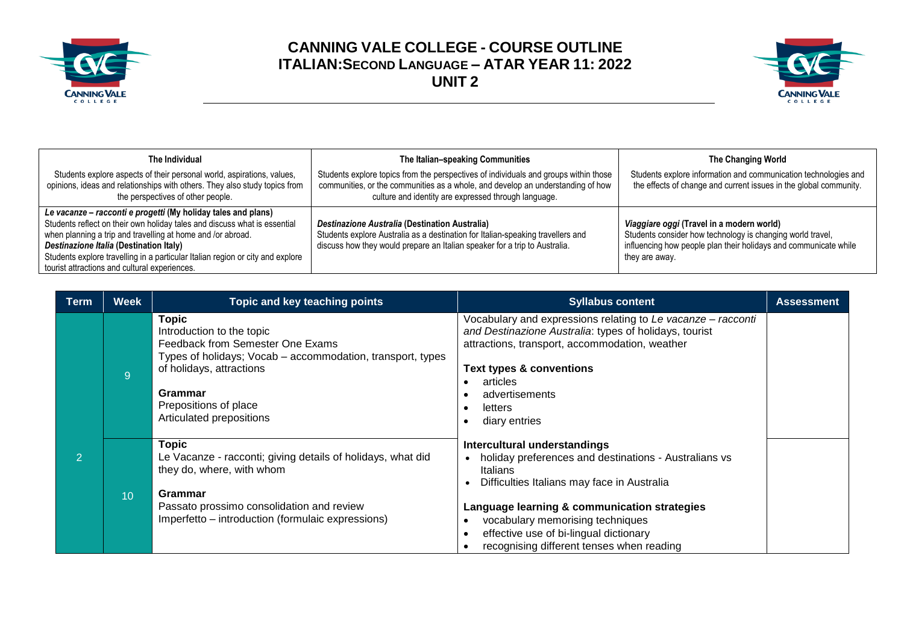# CANNING VALE COLLEGE - COURSE OUTLINE
## ITALIAN:SECOND LANGUAGE – ATAR YEAR 11: 2022
## UNIT 2

| The Individual | The Italian–speaking Communities | The Changing World |
|---|---|---|
| Students explore aspects of their personal world, aspirations, values, opinions, ideas and relationships with others. They also study topics from the perspectives of other people. | Students explore topics from the perspectives of individuals and groups within those communities, or the communities as a whole, and develop an understanding of how culture and identity are expressed through language. | Students explore information and communication technologies and the effects of change and current issues in the global community. |
| ***Le vacanze – racconti e progetti* (My holiday tales and plans)**<br>Students reflect on their own holiday tales and discuss what is essential when planning a trip and travelling at home and /or abroad.<br>***Destinazione Italia* (Destination Italy)**<br>Students explore travelling in a particular Italian region or city and explore tourist attractions and cultural experiences. | ***Destinazione Australia* (Destination Australia)**<br>Students explore Australia as a destination for Italian-speaking travellers and discuss how they would prepare an Italian speaker for a trip to Australia. | ***Viaggiare oggi* (Travel in a modern world)**<br>Students consider how technology is changing world travel, influencing how people plan their holidays and communicate while they are away. |

| Term | Week | Topic and key teaching points | Syllabus content | Assessment |
|---|---|---|---|---|
| 2 | 9 | **Topic**<br>Introduction to the topic<br>Feedback from Semester One Exams<br>Types of holidays; Vocab – accommodation, transport, types of holidays, attractions<br><br>**Grammar**<br>Prepositions of place<br>Articulated prepositions | Vocabulary and expressions relating to *Le vacanze – racconti and Destinazione Australia*: types of holidays, tourist attractions, transport, accommodation, weather<br><br>**Text types & conventions**<br>• articles<br>• advertisements<br>• letters<br>• diary entries | |
| | 10 | **Topic**<br>Le Vacanze - racconti; giving details of holidays, what did they do, where, with whom<br><br>**Grammar**<br>Passato prossimo consolidation and review<br>Imperfetto – introduction (formulaic expressions) | **Intercultural understandings**<br>• holiday preferences and destinations - Australians vs Italians<br>• Difficulties Italians may face in Australia<br><br>**Language learning & communication strategies**<br>• vocabulary memorising techniques<br>• effective use of bi-lingual dictionary<br>• recognising different tenses when reading | |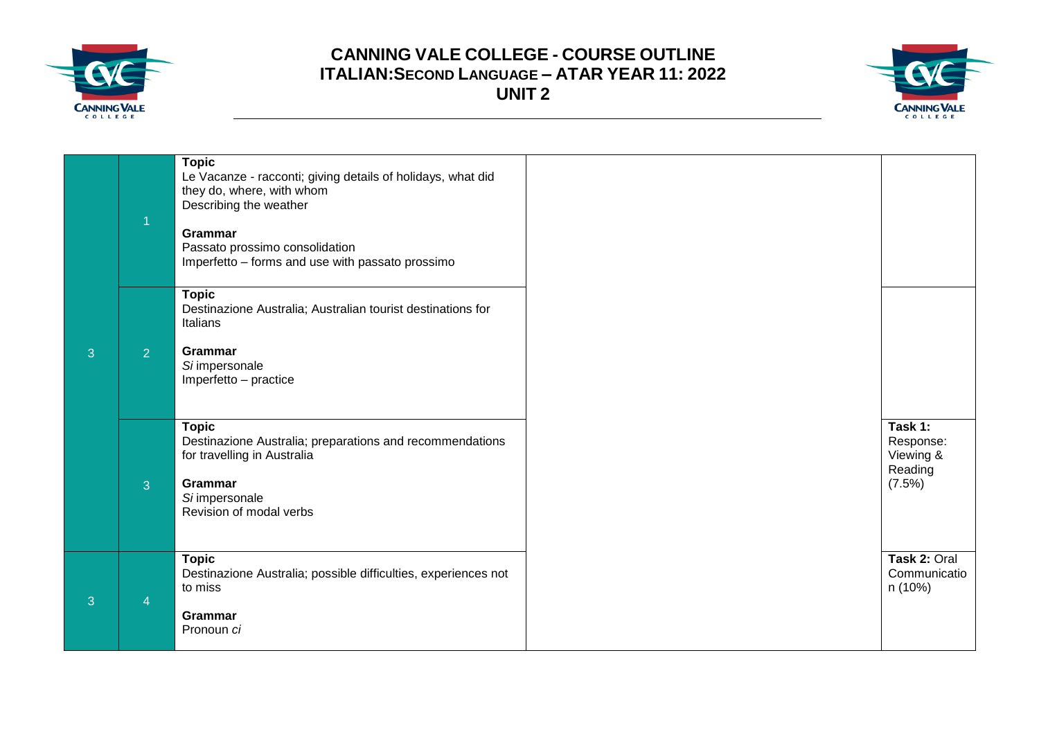# CANNING VALE COLLEGE - COURSE OUTLINE
## ITALIAN:SECOND LANGUAGE – ATAR YEAR 11: 2022
## UNIT 2

| | | | | |
|---|---|---|---|---|
| 3 | 1 | **Topic**<br>Le Vacanze - racconti; giving details of holidays, what did they do, where, with whom<br>Describing the weather<br><br>**Grammar**<br>Passato prossimo consolidation<br>Imperfetto – forms and use with passato prossimo | | |
| | 2 | **Topic**<br>Destinazione Australia; Australian tourist destinations for Italians<br><br>**Grammar**<br>*Si* impersonale<br>Imperfetto – practice | | |
| | 3 | **Topic**<br>Destinazione Australia; preparations and recommendations for travelling in Australia<br><br>**Grammar**<br>*Si* impersonale<br>Revision of modal verbs | | **Task 1:** Response: Viewing & Reading (7.5%) |
| 3 | 4 | **Topic**<br>Destinazione Australia; possible difficulties, experiences not to miss<br><br>**Grammar**<br>Pronoun *ci* | | **Task 2:** Oral Communication (10%) |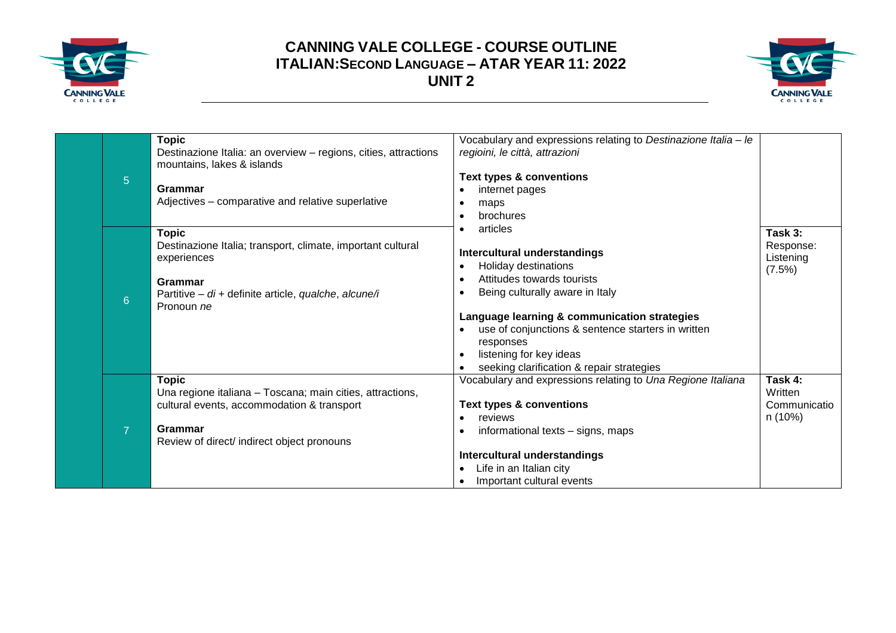# CANNING VALE COLLEGE - COURSE OUTLINE
## ITALIAN:SECOND LANGUAGE – ATAR YEAR 11: 2022
## UNIT 2

| | Week | Topic / Grammar | Content | Assessment |
|---|---|---|---|---|
| | 5 | **Topic**<br>Destinazione Italia: an overview – regions, cities, attractions mountains, lakes & islands<br><br>**Grammar**<br>Adjectives – comparative and relative superlative | Vocabulary and expressions relating to *Destinazione Italia – le regioini, le città, attrazioni*<br><br>**Text types & conventions**<br>• internet pages<br>• maps<br>• brochures<br>• articles<br><br>**Intercultural understandings**<br>• Holiday destinations<br>• Attitudes towards tourists<br>• Being culturally aware in Italy<br><br>**Language learning & communication strategies**<br>• use of conjunctions & sentence starters in written responses<br>• listening for key ideas<br>• seeking clarification & repair strategies | |
| | 6 | **Topic**<br>Destinazione Italia; transport, climate, important cultural experiences<br><br>**Grammar**<br>Partitive – *di* + definite article, *qualche*, *alcune/i*<br>Pronoun *ne* | | **Task 3:** Response: Listening (7.5%) |
| | 7 | **Topic**<br>Una regione italiana – Toscana; main cities, attractions, cultural events, accommodation & transport<br><br>**Grammar**<br>Review of direct/ indirect object pronouns | Vocabulary and expressions relating to *Una Regione Italiana*<br><br>**Text types & conventions**<br>• reviews<br>• informational texts – signs, maps<br><br>**Intercultural understandings**<br>• Life in an Italian city<br>• Important cultural events | **Task 4:** Written Communication (10%) |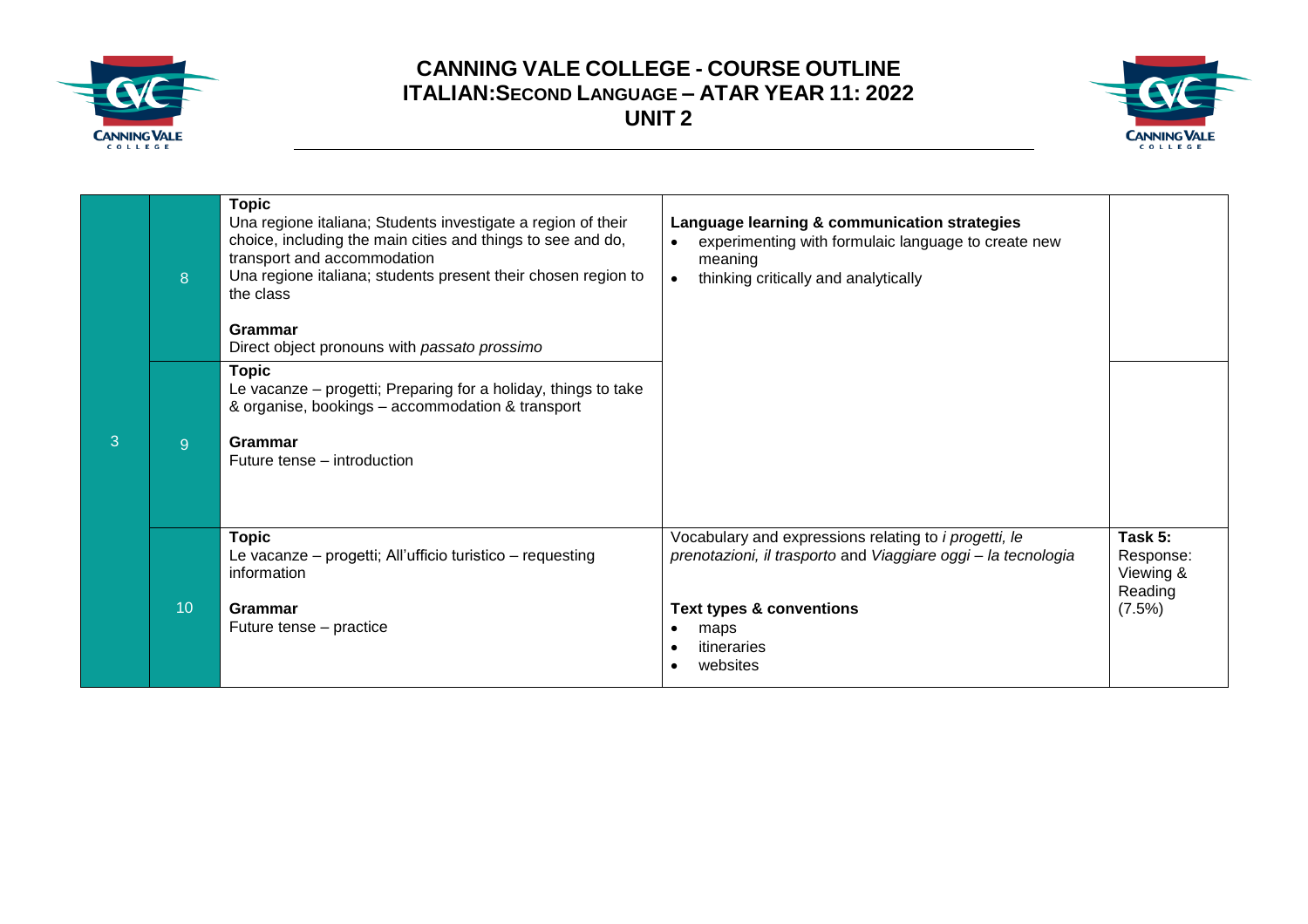# CANNING VALE COLLEGE - COURSE OUTLINE
# ITALIAN: SECOND LANGUAGE – ATAR YEAR 11: 2022
# UNIT 2

| | | | | |
|---|---|---|---|---|
| 3 | 8 | **Topic**<br>Una regione italiana; Students investigate a region of their choice, including the main cities and things to see and do, transport and accommodation<br>Una regione italiana; students present their chosen region to the class<br><br>**Grammar**<br>Direct object pronouns with *passato prossimo* | **Language learning & communication strategies**<br>• experimenting with formulaic language to create new meaning<br>• thinking critically and analytically | |
| | 9 | **Topic**<br>Le vacanze – progetti; Preparing for a holiday, things to take & organise, bookings – accommodation & transport<br><br>**Grammar**<br>Future tense – introduction | | |
| | 10 | **Topic**<br>Le vacanze – progetti; All'ufficio turistico – requesting information<br><br>**Grammar**<br>Future tense – practice | Vocabulary and expressions relating to *i progetti, le prenotazioni, il trasporto* and *Viaggiare oggi – la tecnologia*<br><br>**Text types & conventions**<br>• maps<br>• itineraries<br>• websites | **Task 5:**<br>Response: Viewing & Reading (7.5%) |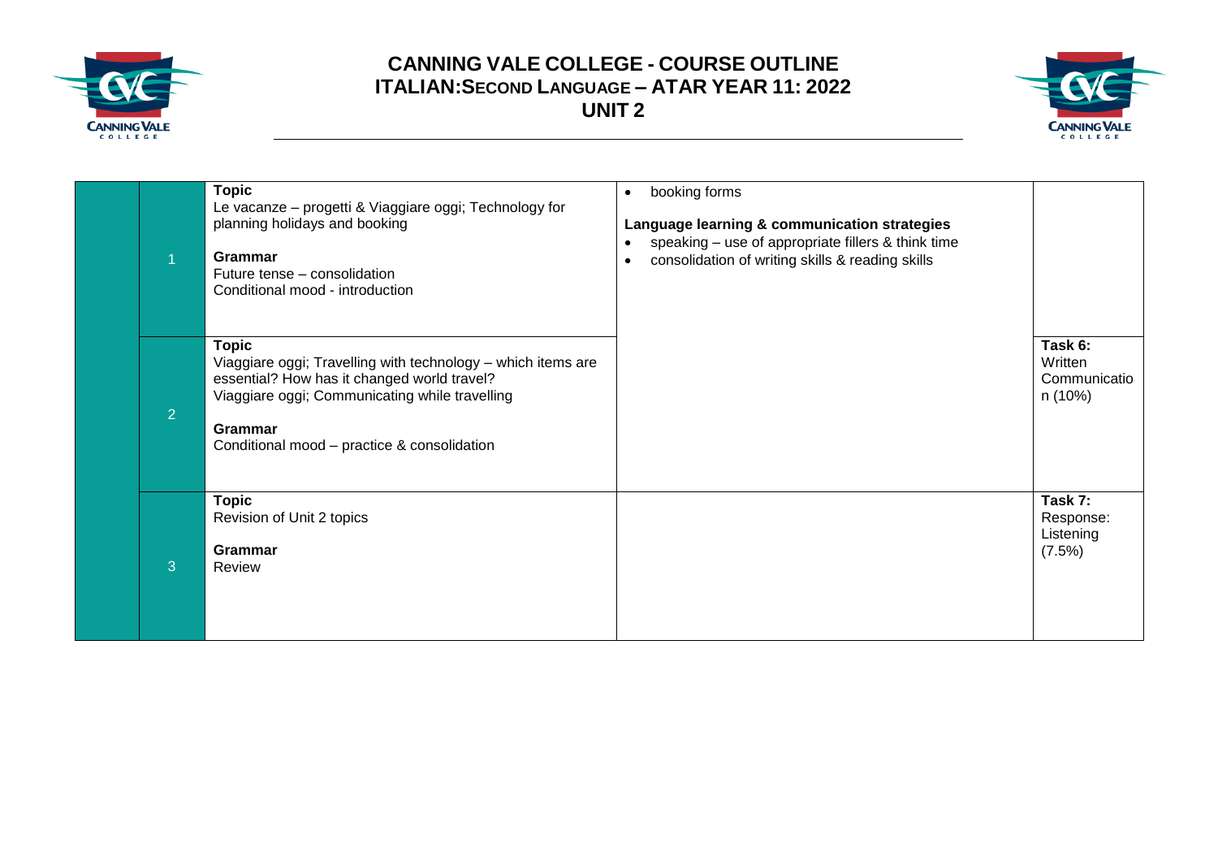# CANNING VALE COLLEGE - COURSE OUTLINE
## ITALIAN: SECOND LANGUAGE – ATAR YEAR 11: 2022
## UNIT 2

| | | | | |
|---|---|---|---|---|
| | 1 | **Topic**<br>Le vacanze – progetti & Viaggiare oggi; Technology for planning holidays and booking<br><br>**Grammar**<br>Future tense – consolidation<br>Conditional mood - introduction | • booking forms<br><br>**Language learning & communication strategies**<br>• speaking – use of appropriate fillers & think time<br>• consolidation of writing skills & reading skills | |
| | 2 | **Topic**<br>Viaggiare oggi; Travelling with technology – which items are essential? How has it changed world travel?<br>Viaggiare oggi; Communicating while travelling<br><br>**Grammar**<br>Conditional mood – practice & consolidation | | **Task 6:** Written Communication (10%) |
| | 3 | **Topic**<br>Revision of Unit 2 topics<br><br>**Grammar**<br>Review | | **Task 7:** Response: Listening (7.5%) |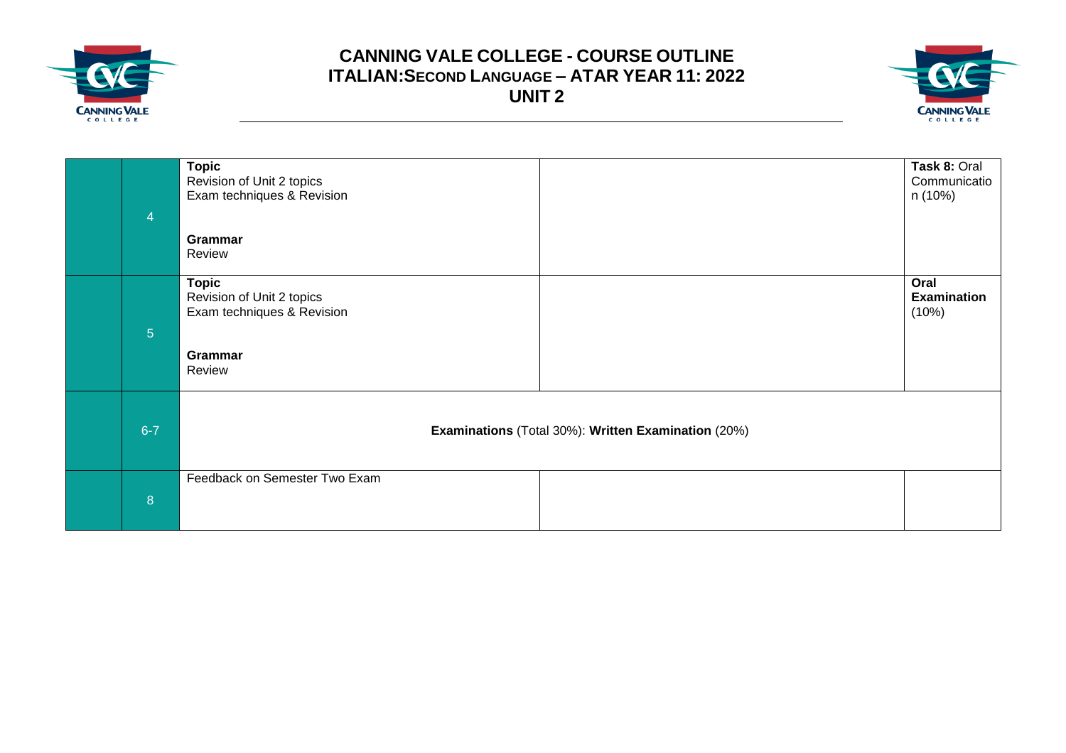# CANNING VALE COLLEGE - COURSE OUTLINE
# ITALIAN:SECOND LANGUAGE – ATAR YEAR 11: 2022
# UNIT 2

| | | | | |
|---|---|---|---|---|
| | 4 | **Topic**<br>Revision of Unit 2 topics<br>Exam techniques & Revision<br><br>**Grammar**<br>Review | | **Task 8:** Oral Communication (10%) |
| | 5 | **Topic**<br>Revision of Unit 2 topics<br>Exam techniques & Revision<br><br>**Grammar**<br>Review | | **Oral Examination** (10%) |
| | 6-7 | **Examinations** (Total 30%): **Written Examination** (20%) | | |
| | 8 | Feedback on Semester Two Exam | | |